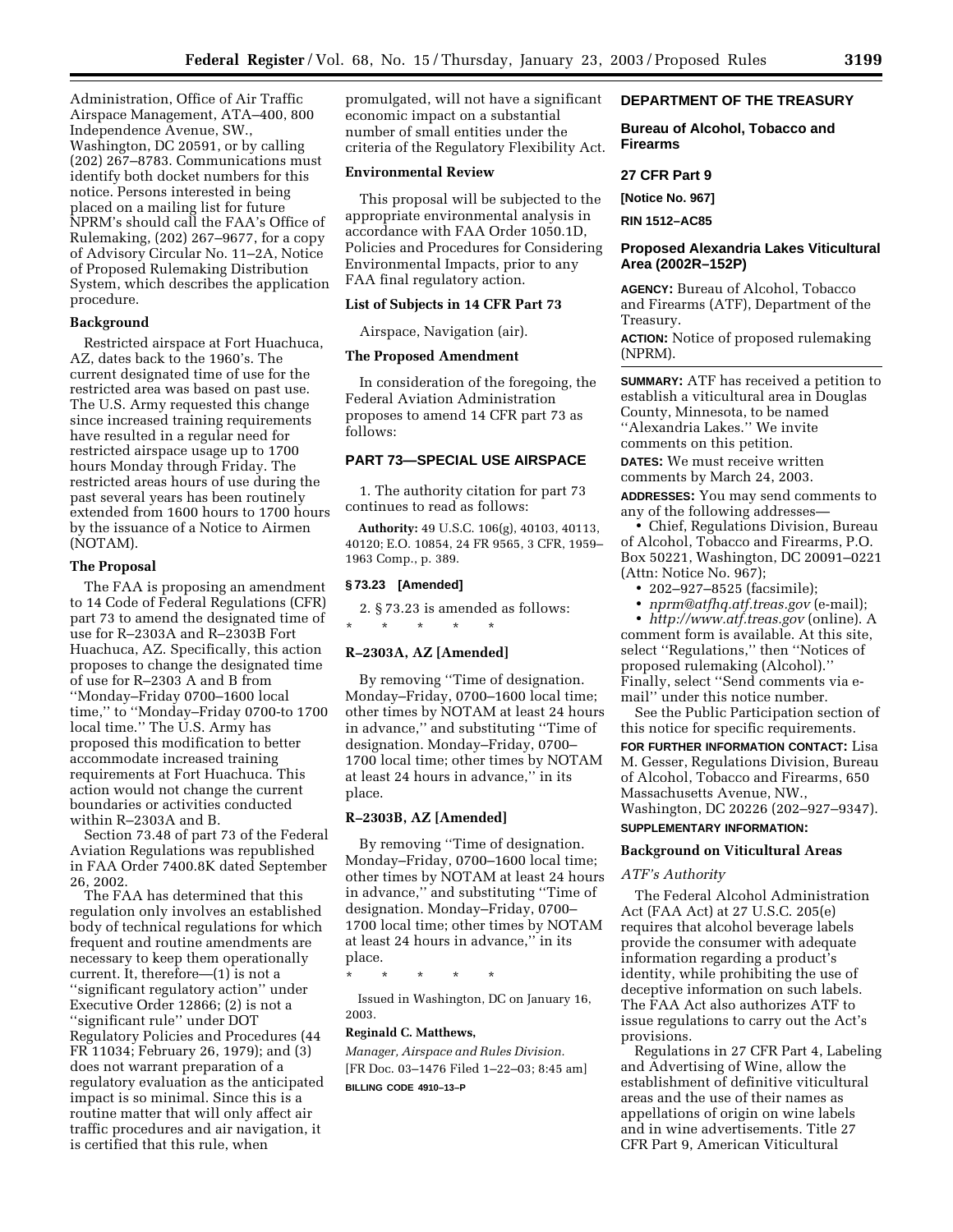Administration, Office of Air Traffic Airspace Management, ATA–400, 800 Independence Avenue, SW., Washington, DC 20591, or by calling (202) 267–8783. Communications must identify both docket numbers for this notice. Persons interested in being placed on a mailing list for future NPRM's should call the FAA's Office of Rulemaking, (202) 267–9677, for a copy of Advisory Circular No. 11–2A, Notice of Proposed Rulemaking Distribution System, which describes the application procedure.

**Background**

Restricted airspace at Fort Huachuca, AZ, dates back to the 1960's. The current designated time of use for the restricted area was based on past use. The U.S. Army requested this change since increased training requirements have resulted in a regular need for restricted airspace usage up to 1700 hours Monday through Friday. The restricted areas hours of use during the past several years has been routinely extended from 1600 hours to 1700 hours by the issuance of a Notice to Airmen (NOTAM).

**The Proposal**

The FAA is proposing an amendment to 14 Code of Federal Regulations (CFR) part 73 to amend the designated time of use for R–2303A and R–2303B Fort Huachuca, AZ. Specifically, this action proposes to change the designated time of use for R–2303 A and B from ''Monday–Friday 0700–1600 local time,'' to ''Monday–Friday 0700-to 1700 local time.'' The U.S. Army has proposed this modification to better accommodate increased training requirements at Fort Huachuca. This action would not change the current boundaries or activities conducted within R–2303A and B.

Section 73.48 of part 73 of the Federal Aviation Regulations was republished in FAA Order 7400.8K dated September 26, 2002.

The FAA has determined that this regulation only involves an established body of technical regulations for which frequent and routine amendments are necessary to keep them operationally current. It, therefore—(1) is not a ''significant regulatory action'' under Executive Order 12866; (2) is not a ''significant rule'' under DOT Regulatory Policies and Procedures (44 FR 11034; February 26, 1979); and (3) does not warrant preparation of a regulatory evaluation as the anticipated impact is so minimal. Since this is a routine matter that will only affect air traffic procedures and air navigation, it is certified that this rule, when promulgated, will not have a significant economic impact on a substantial number of small entities under the criteria of the Regulatory Flexibility Act.

**Environmental Review**

This proposal will be subjected to the appropriate environmental analysis in accordance with FAA Order 1050.1D, Policies and Procedures for Considering Environmental Impacts, prior to any FAA final regulatory action.

**List of Subjects in 14 CFR Part 73**

Airspace, Navigation (air).

**The Proposed Amendment**

In consideration of the foregoing, the Federal Aviation Administration proposes to amend 14 CFR part 73 as follows:

## PART 73—SPECIAL USE AIRSPACE

1. The authority citation for part 73 continues to read as follows:

**Authority:** 49 U.S.C. 106(g), 40103, 40113, 40120; E.O. 10854, 24 FR 9565, 3 CFR, 1959–1963 Comp., p. 389.

**§ 73.23 [Amended]**

2. § 73.23 is amended as follows:

\* \* \* \* \*

**R–2303A, AZ [Amended]**

By removing ''Time of designation. Monday–Friday, 0700–1600 local time; other times by NOTAM at least 24 hours in advance,'' and substituting ''Time of designation. Monday–Friday, 0700–1700 local time; other times by NOTAM at least 24 hours in advance,'' in its place.

**R–2303B, AZ [Amended]**

By removing ''Time of designation. Monday–Friday, 0700–1600 local time; other times by NOTAM at least 24 hours in advance,'' and substituting ''Time of designation. Monday–Friday, 0700–1700 local time; other times by NOTAM at least 24 hours in advance,'' in its place.

\* \* \* \* \*

Issued in Washington, DC on January 16, 2003.

**Reginald C. Matthews,**

*Manager, Airspace and Rules Division.*

[FR Doc. 03–1476 Filed 1–22–03; 8:45 am]

**BILLING CODE 4910–13–P**

---

## DEPARTMENT OF THE TREASURY

## Bureau of Alcohol, Tobacco and Firearms

## 27 CFR Part 9

**[Notice No. 967]**

**RIN 1512–AC85**

## Proposed Alexandria Lakes Viticultural Area (2002R–152P)

**AGENCY:** Bureau of Alcohol, Tobacco and Firearms (ATF), Department of the Treasury.

**ACTION:** Notice of proposed rulemaking (NPRM).

**SUMMARY:** ATF has received a petition to establish a viticultural area in Douglas County, Minnesota, to be named ''Alexandria Lakes.'' We invite comments on this petition.

**DATES:** We must receive written comments by March 24, 2003.

**ADDRESSES:** You may send comments to any of the following addresses—

- Chief, Regulations Division, Bureau of Alcohol, Tobacco and Firearms, P.O. Box 50221, Washington, DC 20091–0221 (Attn: Notice No. 967);
- 202–927–8525 (facsimile);
- *nprm@atfhq.atf.treas.gov* (e-mail);
- *http://www.atf.treas.gov* (online). A comment form is available. At this site, select ''Regulations,'' then ''Notices of proposed rulemaking (Alcohol).'' Finally, select ''Send comments via e-mail'' under this notice number.

See the Public Participation section of this notice for specific requirements.

**FOR FURTHER INFORMATION CONTACT:** Lisa M. Gesser, Regulations Division, Bureau of Alcohol, Tobacco and Firearms, 650 Massachusetts Avenue, NW., Washington, DC 20226 (202–927–9347).

**SUPPLEMENTARY INFORMATION:**

**Background on Viticultural Areas**

*ATF's Authority*

The Federal Alcohol Administration Act (FAA Act) at 27 U.S.C. 205(e) requires that alcohol beverage labels provide the consumer with adequate information regarding a product's identity, while prohibiting the use of deceptive information on such labels. The FAA Act also authorizes ATF to issue regulations to carry out the Act's provisions.

Regulations in 27 CFR Part 4, Labeling and Advertising of Wine, allow the establishment of definitive viticultural areas and the use of their names as appellations of origin on wine labels and in wine advertisements. Title 27 CFR Part 9, American Viticultural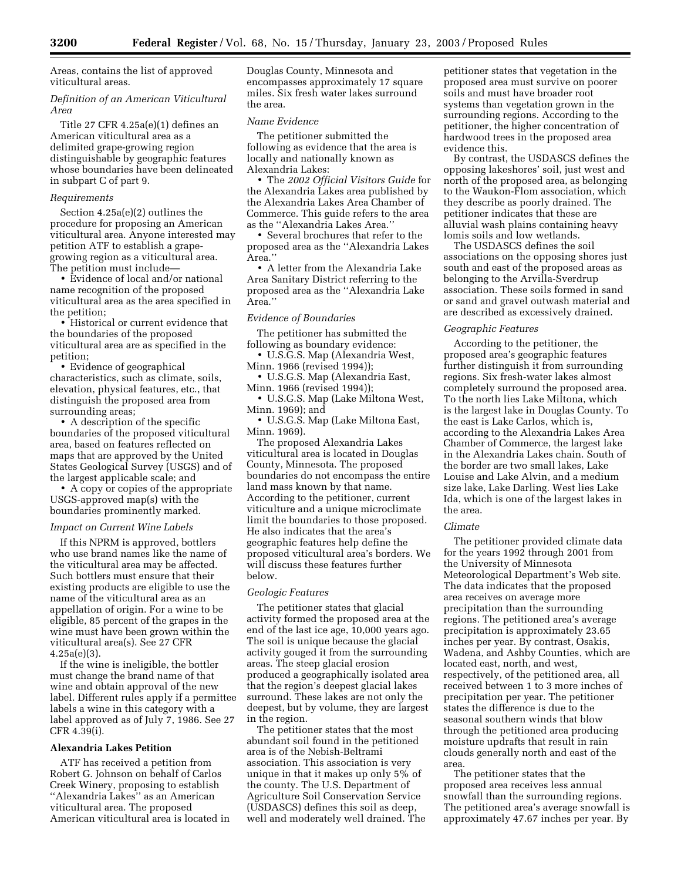Areas, contains the list of approved viticultural areas.

*Definition of an American Viticultural Area*

Title 27 CFR 4.25a(e)(1) defines an American viticultural area as a delimited grape-growing region distinguishable by geographic features whose boundaries have been delineated in subpart C of part 9.

*Requirements*

Section 4.25a(e)(2) outlines the procedure for proposing an American viticultural area. Anyone interested may petition ATF to establish a grape-growing region as a viticultural area. The petition must include—

- Evidence of local and/or national name recognition of the proposed viticultural area as the area specified in the petition;
- Historical or current evidence that the boundaries of the proposed viticultural area are as specified in the petition;
- Evidence of geographical characteristics, such as climate, soils, elevation, physical features, etc., that distinguish the proposed area from surrounding areas;
- A description of the specific boundaries of the proposed viticultural area, based on features reflected on maps that are approved by the United States Geological Survey (USGS) and of the largest applicable scale; and
- A copy or copies of the appropriate USGS-approved map(s) with the boundaries prominently marked.

*Impact on Current Wine Labels*

If this NPRM is approved, bottlers who use brand names like the name of the viticultural area may be affected. Such bottlers must ensure that their existing products are eligible to use the name of the viticultural area as an appellation of origin. For a wine to be eligible, 85 percent of the grapes in the wine must have been grown within the viticultural area(s). See 27 CFR 4.25a(e)(3).

If the wine is ineligible, the bottler must change the brand name of that wine and obtain approval of the new label. Different rules apply if a permittee labels a wine in this category with a label approved as of July 7, 1986. See 27 CFR 4.39(i).

**Alexandria Lakes Petition**

ATF has received a petition from Robert G. Johnson on behalf of Carlos Creek Winery, proposing to establish ''Alexandria Lakes'' as an American viticultural area. The proposed American viticultural area is located in Douglas County, Minnesota and encompasses approximately 17 square miles. Six fresh water lakes surround the area.

*Name Evidence*

The petitioner submitted the following as evidence that the area is locally and nationally known as Alexandria Lakes:

- The *2002 Official Visitors Guide* for the Alexandria Lakes area published by the Alexandria Lakes Area Chamber of Commerce. This guide refers to the area as the ''Alexandria Lakes Area.''
- Several brochures that refer to the proposed area as the ''Alexandria Lakes Area.''
- A letter from the Alexandria Lake Area Sanitary District referring to the proposed area as the ''Alexandria Lake Area.''

*Evidence of Boundaries*

The petitioner has submitted the following as boundary evidence:

- U.S.G.S. Map (Alexandria West, Minn. 1966 (revised 1994));
- U.S.G.S. Map (Alexandria East, Minn. 1966 (revised 1994));
- U.S.G.S. Map (Lake Miltona West, Minn. 1969); and
- U.S.G.S. Map (Lake Miltona East, Minn. 1969).

The proposed Alexandria Lakes viticultural area is located in Douglas County, Minnesota. The proposed boundaries do not encompass the entire land mass known by that name. According to the petitioner, current viticulture and a unique microclimate limit the boundaries to those proposed. He also indicates that the area's geographic features help define the proposed viticultural area's borders. We will discuss these features further below.

*Geologic Features*

The petitioner states that glacial activity formed the proposed area at the end of the last ice age, 10,000 years ago. The soil is unique because the glacial activity gouged it from the surrounding areas. The steep glacial erosion produced a geographically isolated area that the region's deepest glacial lakes surround. These lakes are not only the deepest, but by volume, they are largest in the region.

The petitioner states that the most abundant soil found in the petitioned area is of the Nebish-Beltrami association. This association is very unique in that it makes up only 5% of the county. The U.S. Department of Agriculture Soil Conservation Service (USDASCS) defines this soil as deep, well and moderately well drained. The petitioner states that vegetation in the proposed area must survive on poorer soils and must have broader root systems than vegetation grown in the surrounding regions. According to the petitioner, the higher concentration of hardwood trees in the proposed area evidence this.

By contrast, the USDASCS defines the opposing lakeshores' soil, just west and north of the proposed area, as belonging to the Waukon-Flom association, which they describe as poorly drained. The petitioner indicates that these are alluvial wash plains containing heavy lomis soils and low wetlands.

The USDASCS defines the soil associations on the opposing shores just south and east of the proposed areas as belonging to the Arvilla-Sverdrup association. These soils formed in sand or sand and gravel outwash material and are described as excessively drained.

*Geographic Features*

According to the petitioner, the proposed area's geographic features further distinguish it from surrounding regions. Six fresh-water lakes almost completely surround the proposed area. To the north lies Lake Miltona, which is the largest lake in Douglas County. To the east is Lake Carlos, which is, according to the Alexandria Lakes Area Chamber of Commerce, the largest lake in the Alexandria Lakes chain. South of the border are two small lakes, Lake Louise and Lake Alvin, and a medium size lake, Lake Darling. West lies Lake Ida, which is one of the largest lakes in the area.

*Climate*

The petitioner provided climate data for the years 1992 through 2001 from the University of Minnesota Meteorological Department's Web site. The data indicates that the proposed area receives on average more precipitation than the surrounding regions. The petitioned area's average precipitation is approximately 23.65 inches per year. By contrast, Osakis, Wadena, and Ashby Counties, which are located east, north, and west, respectively, of the petitioned area, all received between 1 to 3 more inches of precipitation per year. The petitioner states the difference is due to the seasonal southern winds that blow through the petitioned area producing moisture updrafts that result in rain clouds generally north and east of the area.

The petitioner states that the proposed area receives less annual snowfall than the surrounding regions. The petitioned area's average snowfall is approximately 47.67 inches per year. By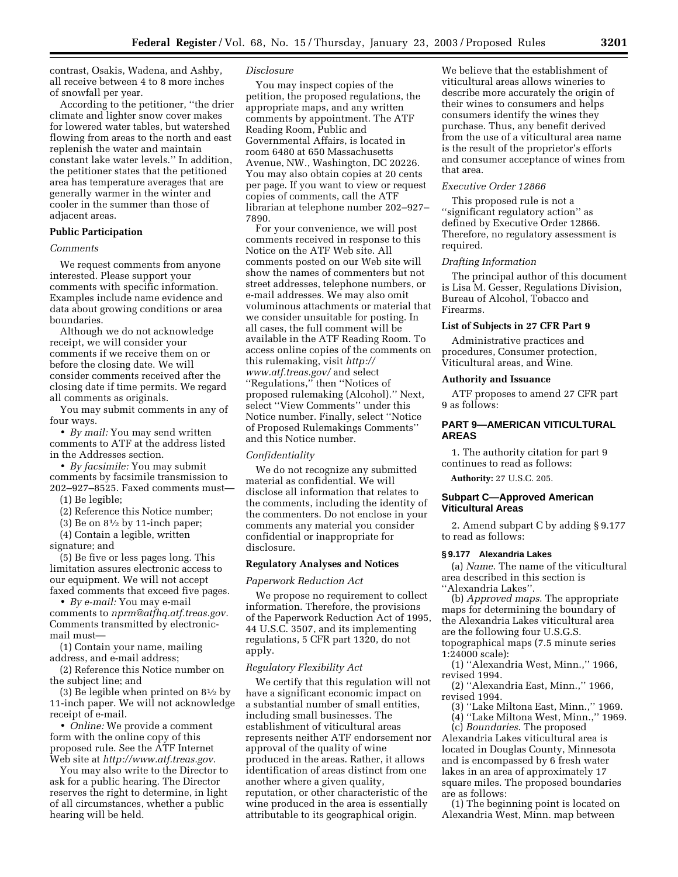contrast, Osakis, Wadena, and Ashby, all receive between 4 to 8 more inches of snowfall per year.

According to the petitioner, ''the drier climate and lighter snow cover makes for lowered water tables, but watershed flowing from areas to the north and east replenish the water and maintain constant lake water levels.'' In addition, the petitioner states that the petitioned area has temperature averages that are generally warmer in the winter and cooler in the summer than those of adjacent areas.

**Public Participation**

*Comments*

We request comments from anyone interested. Please support your comments with specific information. Examples include name evidence and data about growing conditions or area boundaries.

Although we do not acknowledge receipt, we will consider your comments if we receive them on or before the closing date. We will consider comments received after the closing date if time permits. We regard all comments as originals.

You may submit comments in any of four ways.

• *By mail:* You may send written comments to ATF at the address listed in the Addresses section.

• *By facsimile:* You may submit comments by facsimile transmission to 202–927–8525. Faxed comments must—

(1) Be legible;

(2) Reference this Notice number;

(3) Be on 8½ by 11-inch paper;

(4) Contain a legible, written signature; and

(5) Be five or less pages long. This limitation assures electronic access to our equipment. We will not accept faxed comments that exceed five pages.

• *By e-mail:* You may e-mail comments to *nprm@atfhq.atf.treas.gov.* Comments transmitted by electronic-mail must—

(1) Contain your name, mailing address, and e-mail address;

(2) Reference this Notice number on the subject line; and

(3) Be legible when printed on 8½ by 11-inch paper. We will not acknowledge receipt of e-mail.

• *Online:* We provide a comment form with the online copy of this proposed rule. See the ATF Internet Web site at *http://www.atf.treas.gov.*

You may also write to the Director to ask for a public hearing. The Director reserves the right to determine, in light of all circumstances, whether a public hearing will be held.

*Disclosure*

You may inspect copies of the petition, the proposed regulations, the appropriate maps, and any written comments by appointment. The ATF Reading Room, Public and Governmental Affairs, is located in room 6480 at 650 Massachusetts Avenue, NW., Washington, DC 20226. You may also obtain copies at 20 cents per page. If you want to view or request copies of comments, call the ATF librarian at telephone number 202–927–7890.

For your convenience, we will post comments received in response to this Notice on the ATF Web site. All comments posted on our Web site will show the names of commenters but not street addresses, telephone numbers, or e-mail addresses. We may also omit voluminous attachments or material that we consider unsuitable for posting. In all cases, the full comment will be available in the ATF Reading Room. To access online copies of the comments on this rulemaking, visit *http://www.atf.treas.gov/* and select ''Regulations,'' then ''Notices of proposed rulemaking (Alcohol).'' Next, select ''View Comments'' under this Notice number. Finally, select ''Notice of Proposed Rulemakings Comments'' and this Notice number.

*Confidentiality*

We do not recognize any submitted material as confidential. We will disclose all information that relates to the comments, including the identity of the commenters. Do not enclose in your comments any material you consider confidential or inappropriate for disclosure.

**Regulatory Analyses and Notices**

*Paperwork Reduction Act*

We propose no requirement to collect information. Therefore, the provisions of the Paperwork Reduction Act of 1995, 44 U.S.C. 3507, and its implementing regulations, 5 CFR part 1320, do not apply.

*Regulatory Flexibility Act*

We certify that this regulation will not have a significant economic impact on a substantial number of small entities, including small businesses. The establishment of viticultural areas represents neither ATF endorsement nor approval of the quality of wine produced in the areas. Rather, it allows identification of areas distinct from one another where a given quality, reputation, or other characteristic of the wine produced in the area is essentially attributable to its geographical origin. We believe that the establishment of viticultural areas allows wineries to describe more accurately the origin of their wines to consumers and helps consumers identify the wines they purchase. Thus, any benefit derived from the use of a viticultural area name is the result of the proprietor's efforts and consumer acceptance of wines from that area.

*Executive Order 12866*

This proposed rule is not a ''significant regulatory action'' as defined by Executive Order 12866. Therefore, no regulatory assessment is required.

*Drafting Information*

The principal author of this document is Lisa M. Gesser, Regulations Division, Bureau of Alcohol, Tobacco and Firearms.

**List of Subjects in 27 CFR Part 9**

Administrative practices and procedures, Consumer protection, Viticultural areas, and Wine.

**Authority and Issuance**

ATF proposes to amend 27 CFR part 9 as follows:

## PART 9—AMERICAN VITICULTURAL AREAS

1. The authority citation for part 9 continues to read as follows:

**Authority:** 27 U.S.C. 205.

### Subpart C—Approved American Viticultural Areas

2. Amend subpart C by adding § 9.177 to read as follows:

**§ 9.177 Alexandria Lakes**

(a) *Name*. The name of the viticultural area described in this section is ''Alexandria Lakes''.

(b) *Approved maps*. The appropriate maps for determining the boundary of the Alexandria Lakes viticultural area are the following four U.S.G.S. topographical maps (7.5 minute series 1:24000 scale):

(1) ''Alexandria West, Minn.,'' 1966, revised 1994.

(2) ''Alexandria East, Minn.,'' 1966, revised 1994.

(3) ''Lake Miltona East, Minn.,'' 1969.

(4) ''Lake Miltona West, Minn.,'' 1969.

(c) *Boundaries*. The proposed Alexandria Lakes viticultural area is located in Douglas County, Minnesota and is encompassed by 6 fresh water lakes in an area of approximately 17 square miles. The proposed boundaries are as follows:

(1) The beginning point is located on Alexandria West, Minn. map between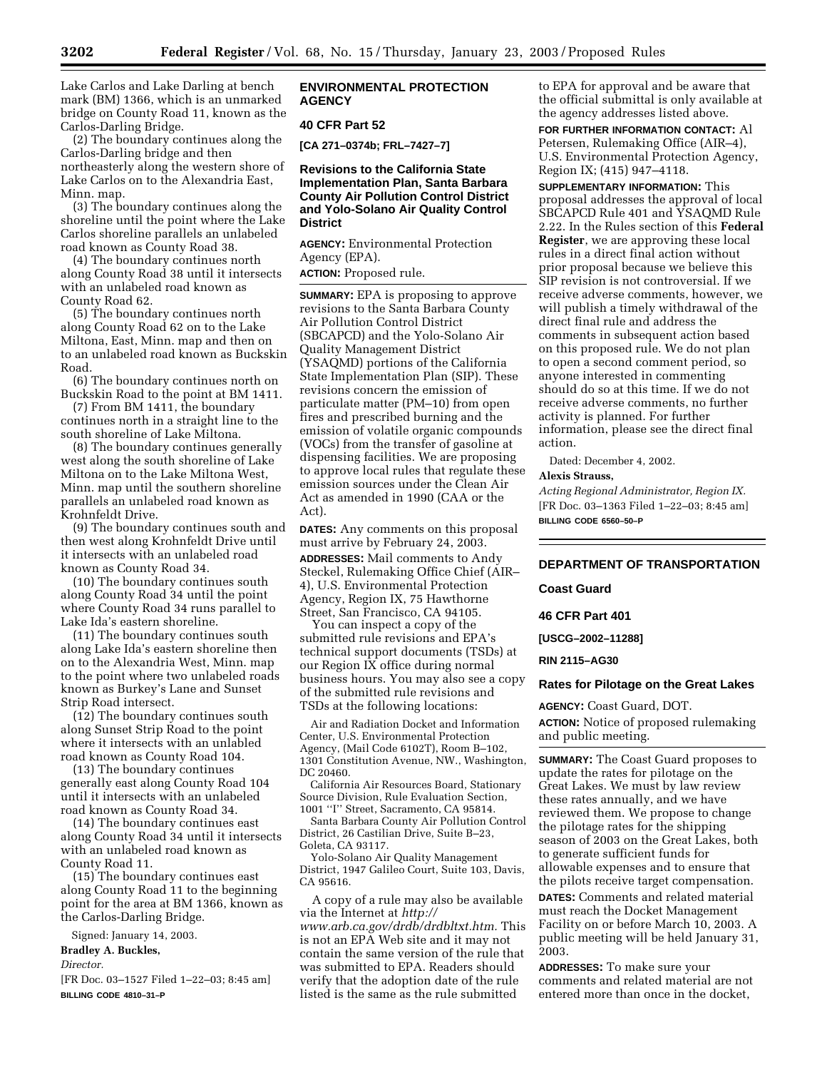Lake Carlos and Lake Darling at bench mark (BM) 1366, which is an unmarked bridge on County Road 11, known as the Carlos-Darling Bridge.

(2) The boundary continues along the Carlos-Darling bridge and then northeasterly along the western shore of Lake Carlos on to the Alexandria East, Minn. map.

(3) The boundary continues along the shoreline until the point where the Lake Carlos shoreline parallels an unlabeled road known as County Road 38.

(4) The boundary continues north along County Road 38 until it intersects with an unlabeled road known as County Road 62.

(5) The boundary continues north along County Road 62 on to the Lake Miltona, East, Minn. map and then on to an unlabeled road known as Buckskin Road.

(6) The boundary continues north on Buckskin Road to the point at BM 1411.

(7) From BM 1411, the boundary continues north in a straight line to the south shoreline of Lake Miltona.

(8) The boundary continues generally west along the south shoreline of Lake Miltona on to the Lake Miltona West, Minn. map until the southern shoreline parallels an unlabeled road known as Krohnfeldt Drive.

(9) The boundary continues south and then west along Krohnfeldt Drive until it intersects with an unlabeled road known as County Road 34.

(10) The boundary continues south along County Road 34 until the point where County Road 34 runs parallel to Lake Ida's eastern shoreline.

(11) The boundary continues south along Lake Ida's eastern shoreline then on to the Alexandria West, Minn. map to the point where two unlabeled roads known as Burkey's Lane and Sunset Strip Road intersect.

(12) The boundary continues south along Sunset Strip Road to the point where it intersects with an unlabled road known as County Road 104.

(13) The boundary continues generally east along County Road 104 until it intersects with an unlabeled road known as County Road 34.

(14) The boundary continues east along County Road 34 until it intersects with an unlabeled road known as County Road 11.

(15) The boundary continues east along County Road 11 to the beginning point for the area at BM 1366, known as the Carlos-Darling Bridge.

Signed: January 14, 2003.

**Bradley A. Buckles,**

*Director.*

[FR Doc. 03–1527 Filed 1–22–03; 8:45 am]

**BILLING CODE 4810–31–P**

## ENVIRONMENTAL PROTECTION AGENCY

### 40 CFR Part 52

**[CA 271–0374b; FRL–7427–7]**

### Revisions to the California State Implementation Plan, Santa Barbara County Air Pollution Control District and Yolo-Solano Air Quality Control District

**AGENCY:** Environmental Protection Agency (EPA).

**ACTION:** Proposed rule.

**SUMMARY:** EPA is proposing to approve revisions to the Santa Barbara County Air Pollution Control District (SBCAPCD) and the Yolo-Solano Air Quality Management District (YSAQMD) portions of the California State Implementation Plan (SIP). These revisions concern the emission of particulate matter (PM–10) from open fires and prescribed burning and the emission of volatile organic compounds (VOCs) from the transfer of gasoline at dispensing facilities. We are proposing to approve local rules that regulate these emission sources under the Clean Air Act as amended in 1990 (CAA or the Act).

**DATES:** Any comments on this proposal must arrive by February 24, 2003.

**ADDRESSES:** Mail comments to Andy Steckel, Rulemaking Office Chief (AIR–4), U.S. Environmental Protection Agency, Region IX, 75 Hawthorne Street, San Francisco, CA 94105.

You can inspect a copy of the submitted rule revisions and EPA's technical support documents (TSDs) at our Region IX office during normal business hours. You may also see a copy of the submitted rule revisions and TSDs at the following locations:

Air and Radiation Docket and Information Center, U.S. Environmental Protection Agency, (Mail Code 6102T), Room B–102, 1301 Constitution Avenue, NW., Washington, DC 20460.

California Air Resources Board, Stationary Source Division, Rule Evaluation Section, 1001 ''I'' Street, Sacramento, CA 95814.

Santa Barbara County Air Pollution Control District, 26 Castilian Drive, Suite B–23, Goleta, CA 93117.

Yolo-Solano Air Quality Management District, 1947 Galileo Court, Suite 103, Davis, CA 95616.

A copy of a rule may also be available via the Internet at *http://www.arb.ca.gov/drdb/drdbltxt.htm.* This is not an EPA Web site and it may not contain the same version of the rule that was submitted to EPA. Readers should verify that the adoption date of the rule listed is the same as the rule submitted to EPA for approval and be aware that the official submittal is only available at the agency addresses listed above.

**FOR FURTHER INFORMATION CONTACT:** Al Petersen, Rulemaking Office (AIR–4), U.S. Environmental Protection Agency, Region IX; (415) 947–4118.

**SUPPLEMENTARY INFORMATION:** This proposal addresses the approval of local SBCAPCD Rule 401 and YSAQMD Rule 2.22. In the Rules section of this **Federal Register**, we are approving these local rules in a direct final action without prior proposal because we believe this SIP revision is not controversial. If we receive adverse comments, however, we will publish a timely withdrawal of the direct final rule and address the comments in subsequent action based on this proposed rule. We do not plan to open a second comment period, so anyone interested in commenting should do so at this time. If we do not receive adverse comments, no further activity is planned. For further information, please see the direct final action.

Dated: December 4, 2002.

**Alexis Strauss,**

*Acting Regional Administrator, Region IX.*

[FR Doc. 03–1363 Filed 1–22–03; 8:45 am]

**BILLING CODE 6560–50–P**

## DEPARTMENT OF TRANSPORTATION

### Coast Guard

### 46 CFR Part 401

**[USCG–2002–11288]**

**RIN 2115–AG30**

### Rates for Pilotage on the Great Lakes

**AGENCY:** Coast Guard, DOT.

**ACTION:** Notice of proposed rulemaking and public meeting.

**SUMMARY:** The Coast Guard proposes to update the rates for pilotage on the Great Lakes. We must by law review these rates annually, and we have reviewed them. We propose to change the pilotage rates for the shipping season of 2003 on the Great Lakes, both to generate sufficient funds for allowable expenses and to ensure that the pilots receive target compensation.

**DATES:** Comments and related material must reach the Docket Management Facility on or before March 10, 2003. A public meeting will be held January 31, 2003.

**ADDRESSES:** To make sure your comments and related material are not entered more than once in the docket,